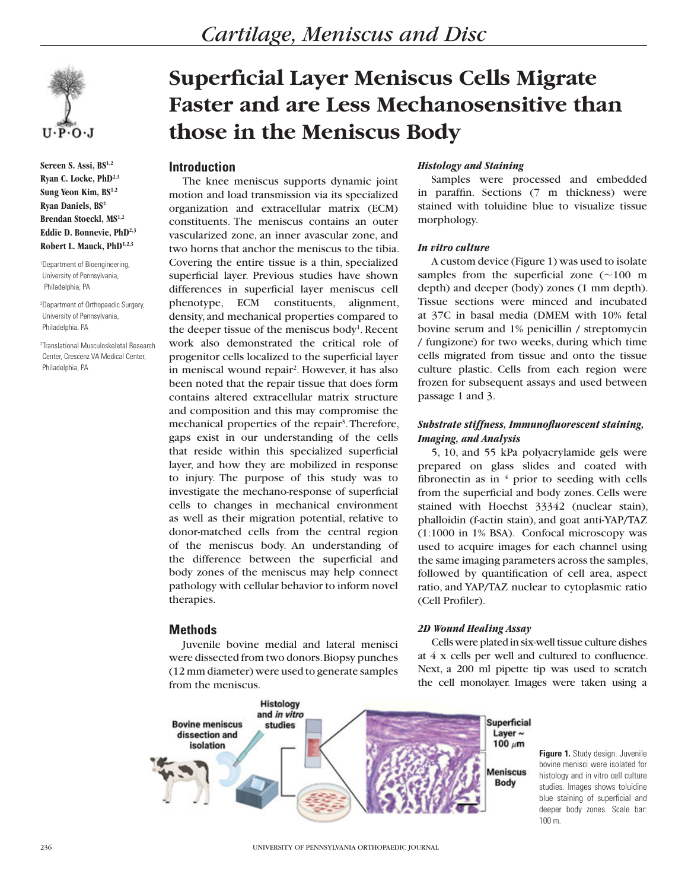# Superficial Layer Meniscus Cells Migrate Faster and are Less Mechanosensitive than those in the Meniscus Body

**Sereen S. Assi, BS[1,2]**
**Ryan C. Locke, PhD[2,3]**
**Sung Yeon Kim, BS[1,2]**
**Ryan Daniels, BS[2]**
**Brendan Stoeckl, MS[1,2]**
**Eddie D. Bonnevie, PhD[2,3]**
**Robert L. Mauck, PhD[1,2,3]**

[1]Department of Bioengineering, University of Pennsylvania, Philadelphia, PA

[2]Department of Orthopaedic Surgery, University of Pennsylvania, Philadelphia, PA

[3]Translational Musculoskeletal Research Center, Crescenz VA Medical Center, Philadelphia, PA

## Introduction

The knee meniscus supports dynamic joint motion and load transmission via its specialized organization and extracellular matrix (ECM) constituents. The meniscus contains an outer vascularized zone, an inner avascular zone, and two horns that anchor the meniscus to the tibia. Covering the entire tissue is a thin, specialized superficial layer. Previous studies have shown differences in superficial layer meniscus cell phenotype, ECM constituents, alignment, density, and mechanical properties compared to the deeper tissue of the meniscus body[1]. Recent work also demonstrated the critical role of progenitor cells localized to the superficial layer in meniscal wound repair[2]. However, it has also been noted that the repair tissue that does form contains altered extracellular matrix structure and composition and this may compromise the mechanical properties of the repair[3]. Therefore, gaps exist in our understanding of the cells that reside within this specialized superficial layer, and how they are mobilized in response to injury. The purpose of this study was to investigate the mechano-response of superficial cells to changes in mechanical environment as well as their migration potential, relative to donor-matched cells from the central region of the meniscus body. An understanding of the difference between the superficial and body zones of the meniscus may help connect pathology with cellular behavior to inform novel therapies.

## Methods

Juvenile bovine medial and lateral menisci were dissected from two donors. Biopsy punches (12 mm diameter) were used to generate samples from the meniscus.

### *Histology and Staining*

Samples were processed and embedded in paraffin. Sections (7 m thickness) were stained with toluidine blue to visualize tissue morphology.

### *In vitro culture*

A custom device (Figure 1) was used to isolate samples from the superficial zone (~100 m depth) and deeper (body) zones (1 mm depth). Tissue sections were minced and incubated at 37C in basal media (DMEM with 10% fetal bovine serum and 1% penicillin / streptomycin / fungizone) for two weeks, during which time cells migrated from tissue and onto the tissue culture plastic. Cells from each region were frozen for subsequent assays and used between passage 1 and 3.

### *Substrate stiffness, Immunofluorescent staining, Imaging, and Analysis*

5, 10, and 55 kPa polyacrylamide gels were prepared on glass slides and coated with fibronectin as in [4] prior to seeding with cells from the superficial and body zones. Cells were stained with Hoechst 33342 (nuclear stain), phalloidin (f-actin stain), and goat anti-YAP/TAZ (1:1000 in 1% BSA). Confocal microscopy was used to acquire images for each channel using the same imaging parameters across the samples, followed by quantification of cell area, aspect ratio, and YAP/TAZ nuclear to cytoplasmic ratio (Cell Profiler).

### *2D Wound Healing Assay*

Cells were plated in six-well tissue culture dishes at 4 x cells per well and cultured to confluence. Next, a 200 ml pipette tip was used to scratch the cell monolayer. Images were taken using a

**Figure 1.** Study design. Juvenile bovine menisci were isolated for histology and in vitro cell culture studies. Images shows toluidine blue staining of superficial and deeper body zones. Scale bar: 100 m.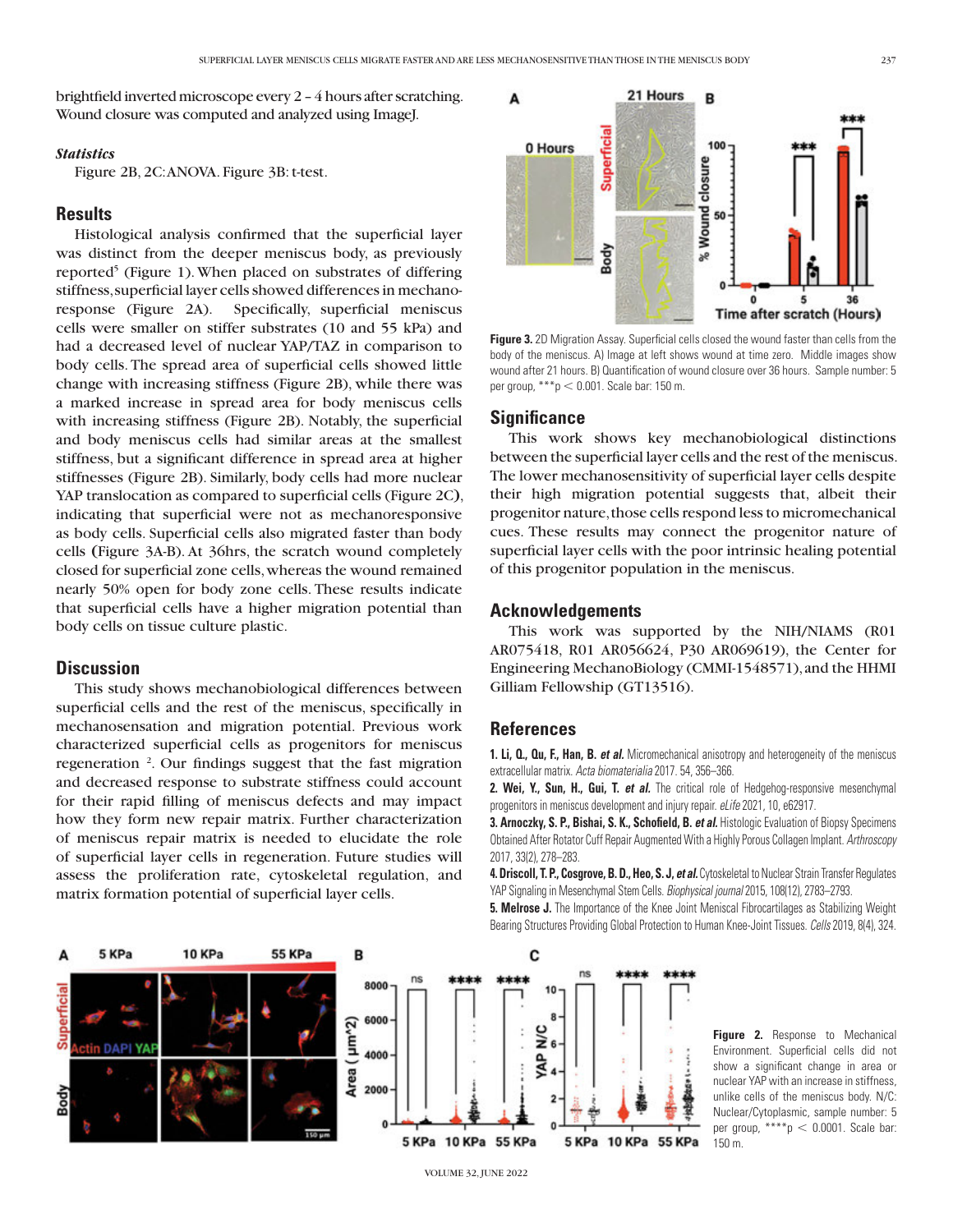brightfield inverted microscope every 2 – 4 hours after scratching. Wound closure was computed and analyzed using ImageJ.

***Statistics***

Figure 2B, 2C: ANOVA. Figure 3B: t-test.

## Results

Histological analysis confirmed that the superficial layer was distinct from the deeper meniscus body, as previously reported[5] (Figure 1). When placed on substrates of differing stiffness, superficial layer cells showed differences in mechanoresponse (Figure 2A). Specifically, superficial meniscus cells were smaller on stiffer substrates (10 and 55 kPa) and had a decreased level of nuclear YAP/TAZ in comparison to body cells. The spread area of superficial cells showed little change with increasing stiffness (Figure 2B), while there was a marked increase in spread area for body meniscus cells with increasing stiffness (Figure 2B). Notably, the superficial and body meniscus cells had similar areas at the smallest stiffness, but a significant difference in spread area at higher stiffnesses (Figure 2B). Similarly, body cells had more nuclear YAP translocation as compared to superficial cells (Figure 2C), indicating that superficial were not as mechanoresponsive as body cells. Superficial cells also migrated faster than body cells (Figure 3A-B). At 36hrs, the scratch wound completely closed for superficial zone cells, whereas the wound remained nearly 50% open for body zone cells. These results indicate that superficial cells have a higher migration potential than body cells on tissue culture plastic.

## Discussion

This study shows mechanobiological differences between superficial cells and the rest of the meniscus, specifically in mechanosensation and migration potential. Previous work characterized superficial cells as progenitors for meniscus regeneration [2]. Our findings suggest that the fast migration and decreased response to substrate stiffness could account for their rapid filling of meniscus defects and may impact how they form new repair matrix. Further characterization of meniscus repair matrix is needed to elucidate the role of superficial layer cells in regeneration. Future studies will assess the proliferation rate, cytoskeletal regulation, and matrix formation potential of superficial layer cells.

A
0 Hours
21 Hours
Superficial
Body
B
% Wound closure
100
50
0
***
***
0
5
36
Time after scratch (Hours)

**Figure 3.** 2D Migration Assay. Superficial cells closed the wound faster than cells from the body of the meniscus. A) Image at left shows wound at time zero. Middle images show wound after 21 hours. B) Quantification of wound closure over 36 hours. Sample number: 5 per group, ***p < 0.001. Scale bar: 150 m.

## Significance

This work shows key mechanobiological distinctions between the superficial layer cells and the rest of the meniscus. The lower mechanosensitivity of superficial layer cells despite their high migration potential suggests that, albeit their progenitor nature, those cells respond less to micromechanical cues. These results may connect the progenitor nature of superficial layer cells with the poor intrinsic healing potential of this progenitor population in the meniscus.

## Acknowledgements

This work was supported by the NIH/NIAMS (R01 AR075418, R01 AR056624, P30 AR069619), the Center for Engineering MechanoBiology (CMMI-1548571), and the HHMI Gilliam Fellowship (GT13516).

## References

**1. Li, Q., Qu, F., Han, B. *et al.*** Micromechanical anisotropy and heterogeneity of the meniscus extracellular matrix. *Acta biomaterialia* 2017. 54, 356–366.

**2. Wei, Y., Sun, H., Gui, T. *et al.*** The critical role of Hedgehog-responsive mesenchymal progenitors in meniscus development and injury repair. *eLife* 2021, 10, e62917.

**3. Arnoczky, S. P., Bishai, S. K., Schofield, B. *et al.*** Histologic Evaluation of Biopsy Specimens Obtained After Rotator Cuff Repair Augmented With a Highly Porous Collagen Implant. *Arthroscopy* 2017, 33(2), 278–283.

**4. Driscoll, T. P., Cosgrove, B. D., Heo, S. J, *et al.*** Cytoskeletal to Nuclear Strain Transfer Regulates YAP Signaling in Mesenchymal Stem Cells. *Biophysical journal* 2015, 108(12), 2783–2793.

**5. Melrose J.** The Importance of the Knee Joint Meniscal Fibrocartilages as Stabilizing Weight Bearing Structures Providing Global Protection to Human Knee-Joint Tissues. *Cells* 2019, 8(4), 324.

A
5 KPa
10 KPa
55 KPa
Superficial
Body
Actin DAPI YAP
150 µm
B
Area (µm^2)
8000
6000
4000
2000
0
ns
****
****
5 KPa
10 KPa
55 KPa
C
YAP N/C
10
8
6
4
2
0
ns
****
****
5 KPa
10 KPa
55 KPa

**Figure 2.** Response to Mechanical Environment. Superficial cells did not show a significant change in area or nuclear YAP with an increase in stiffness, unlike cells of the meniscus body. N/C: Nuclear/Cytoplasmic, sample number: 5 per group, ****p < 0.0001. Scale bar: 150 m.